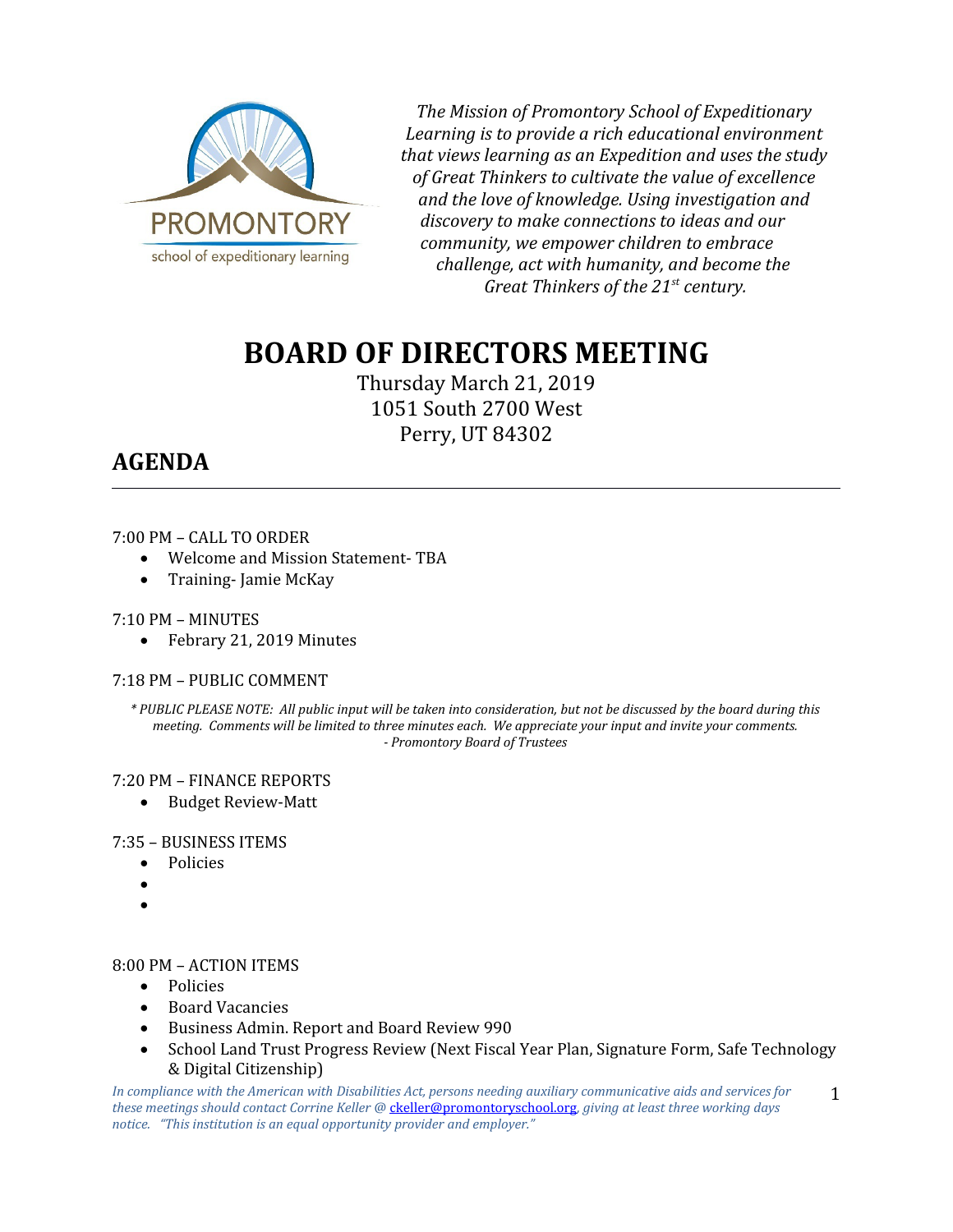*The Mission of Promontory School of Expeditionary Learning is to provide a rich educational environment that views learning as an Expedition and uses the study of Great Thinkers to cultivate the value of excellence and the love of knowledge. Using investigation and discovery to make connections to ideas and our community, we empower children to embrace challenge, act with humanity, and become the Great Thinkers of the 21st century.*

# BOARD OF DIRECTORS MEETING

Thursday March 21, 2019
1051 South 2700 West
Perry, UT 84302

## AGENDA

---

7:00 PM – CALL TO ORDER

- Welcome and Mission Statement- TBA
- Training- Jamie McKay

7:10 PM – MINUTES

- Febrary 21, 2019 Minutes

7:18 PM – PUBLIC COMMENT

*\* PUBLIC PLEASE NOTE: All public input will be taken into consideration, but not be discussed by the board during this meeting. Comments will be limited to three minutes each. We appreciate your input and invite your comments.*
*- Promontory Board of Trustees*

7:20 PM – FINANCE REPORTS

- Budget Review-Matt

7:35 – BUSINESS ITEMS

- Policies
-
-

8:00 PM – ACTION ITEMS

- Policies
- Board Vacancies
- Business Admin. Report and Board Review 990
- School Land Trust Progress Review (Next Fiscal Year Plan, Signature Form, Safe Technology & Digital Citizenship)

*In compliance with the American with Disabilities Act, persons needing auxiliary communicative aids and services for these meetings should contact Corrine Keller @ ckeller@promontoryschool.org, giving at least three working days notice. "This institution is an equal opportunity provider and employer."*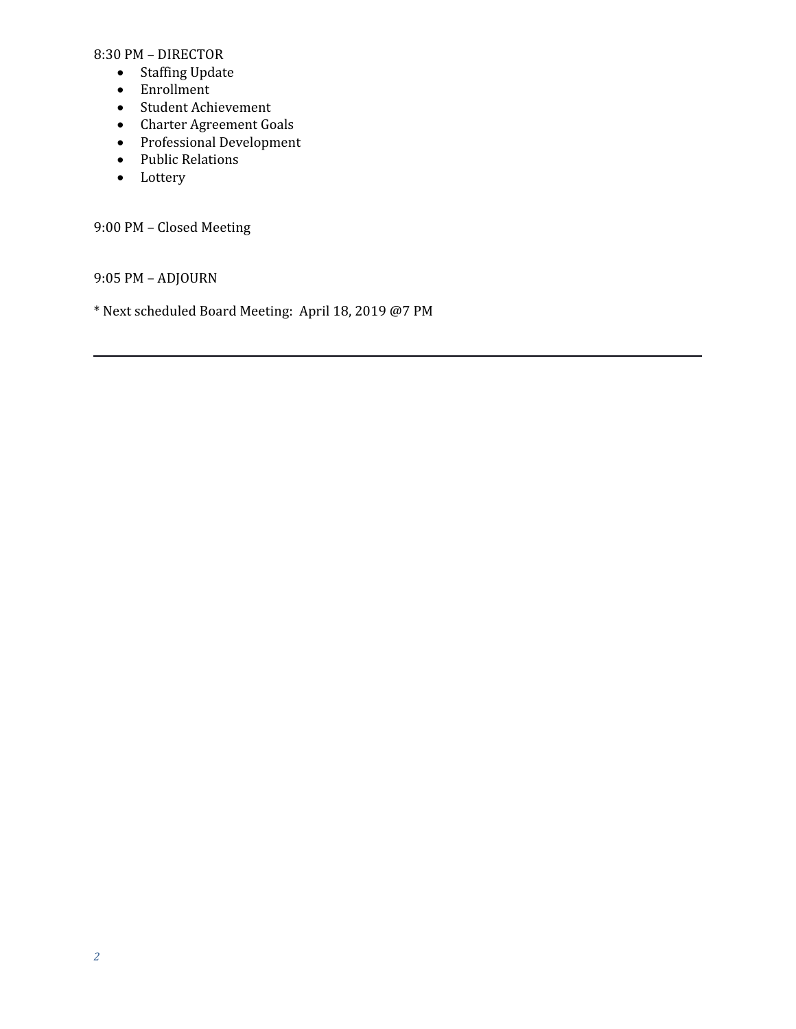8:30 PM – DIRECTOR

- Staffing Update
- Enrollment
- Student Achievement
- Charter Agreement Goals
- Professional Development
- Public Relations
- Lottery

9:00 PM – Closed Meeting

9:05 PM – ADJOURN

* Next scheduled Board Meeting:  April 18, 2019 @7 PM

---